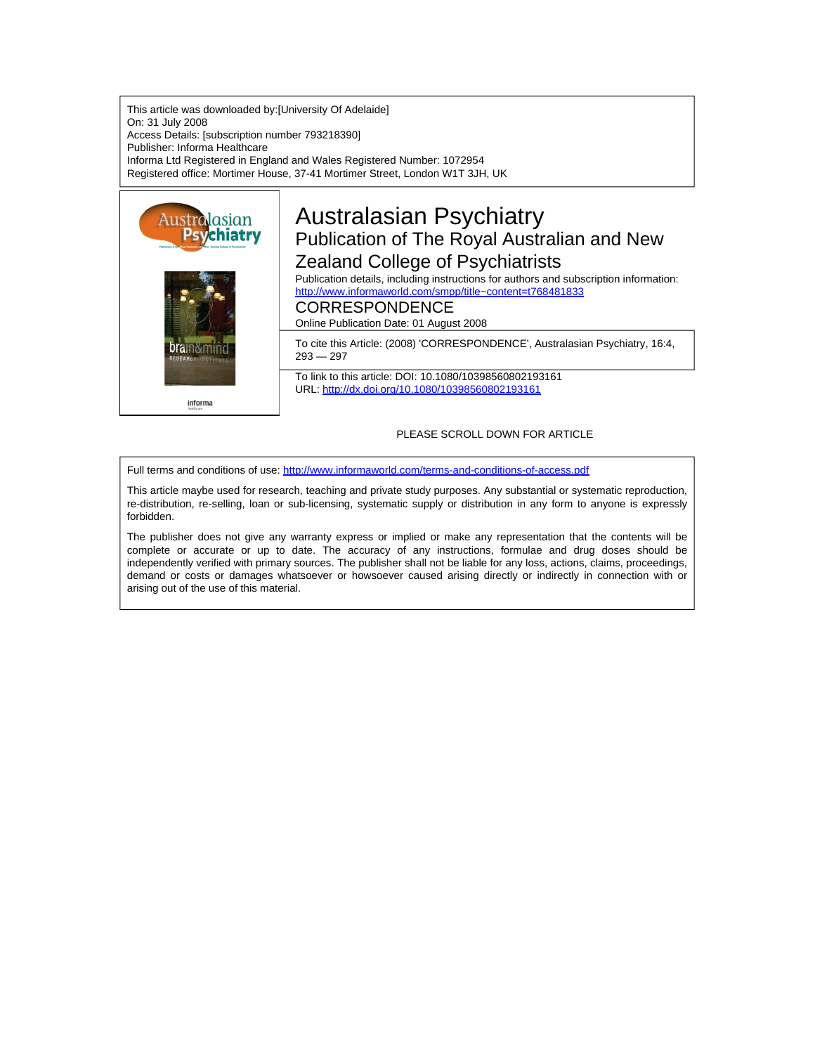This article was downloaded by:[University Of Adelaide]
On: 31 July 2008
Access Details: [subscription number 793218390]
Publisher: Informa Healthcare
Informa Ltd Registered in England and Wales Registered Number: 1072954
Registered office: Mortimer House, 37-41 Mortimer Street, London W1T 3JH, UK

# Australasian Psychiatry

## Publication of The Royal Australian and New Zealand College of Psychiatrists

Publication details, including instructions for authors and subscription information:
http://www.informaworld.com/smpp/title~content=t768481833

## CORRESPONDENCE

Online Publication Date: 01 August 2008

To cite this Article: (2008) 'CORRESPONDENCE', Australasian Psychiatry, 16:4, 293 — 297

To link to this article: DOI: 10.1080/10398560802193161
URL: http://dx.doi.org/10.1080/10398560802193161

PLEASE SCROLL DOWN FOR ARTICLE

Full terms and conditions of use: http://www.informaworld.com/terms-and-conditions-of-access.pdf

This article maybe used for research, teaching and private study purposes. Any substantial or systematic reproduction, re-distribution, re-selling, loan or sub-licensing, systematic supply or distribution in any form to anyone is expressly forbidden.

The publisher does not give any warranty express or implied or make any representation that the contents will be complete or accurate or up to date. The accuracy of any instructions, formulae and drug doses should be independently verified with primary sources. The publisher shall not be liable for any loss, actions, claims, proceedings, demand or costs or damages whatsoever or howsoever caused arising directly or indirectly in connection with or arising out of the use of this material.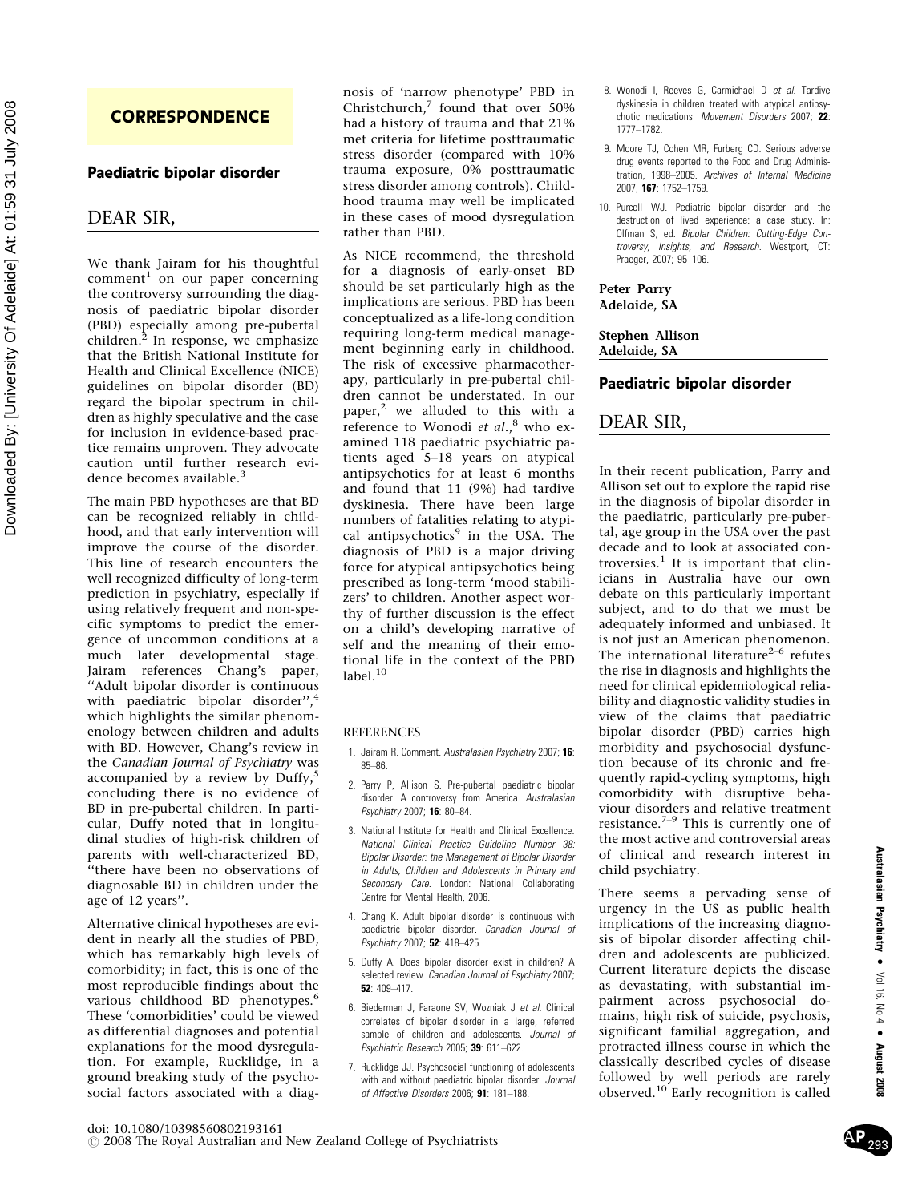## CORRESPONDENCE

### Paediatric bipolar disorder

## DEAR SIR,

We thank Jairam for his thoughtful comment[1] on our paper concerning the controversy surrounding the diagnosis of paediatric bipolar disorder (PBD) especially among pre-pubertal children.[2] In response, we emphasize that the British National Institute for Health and Clinical Excellence (NICE) guidelines on bipolar disorder (BD) regard the bipolar spectrum in children as highly speculative and the case for inclusion in evidence-based practice remains unproven. They advocate caution until further research evidence becomes available.[3]

The main PBD hypotheses are that BD can be recognized reliably in childhood, and that early intervention will improve the course of the disorder. This line of research encounters the well recognized difficulty of long-term prediction in psychiatry, especially if using relatively frequent and non-specific symptoms to predict the emergence of uncommon conditions at a much later developmental stage. Jairam references Chang's paper, "Adult bipolar disorder is continuous with paediatric bipolar disorder",[4] which highlights the similar phenomenology between children and adults with BD. However, Chang's review in the *Canadian Journal of Psychiatry* was accompanied by a review by Duffy,[5] concluding there is no evidence of BD in pre-pubertal children. In particular, Duffy noted that in longitudinal studies of high-risk children of parents with well-characterized BD, "there have been no observations of diagnosable BD in children under the age of 12 years".

Alternative clinical hypotheses are evident in nearly all the studies of PBD, which has remarkably high levels of comorbidity; in fact, this is one of the most reproducible findings about the various childhood BD phenotypes.[6] These 'comorbidities' could be viewed as differential diagnoses and potential explanations for the mood dysregulation. For example, Rucklidge, in a ground breaking study of the psychosocial factors associated with a diagnosis of 'narrow phenotype' PBD in Christchurch,[7] found that over 50% had a history of trauma and that 21% met criteria for lifetime posttraumatic stress disorder (compared with 10% trauma exposure, 0% posttraumatic stress disorder among controls). Childhood trauma may well be implicated in these cases of mood dysregulation rather than PBD.

As NICE recommend, the threshold for a diagnosis of early-onset BD should be set particularly high as the implications are serious. PBD has been conceptualized as a life-long condition requiring long-term medical management beginning early in childhood. The risk of excessive pharmacotherapy, particularly in pre-pubertal children cannot be understated. In our paper,[2] we alluded to this with a reference to Wonodi *et al*.,[8] who examined 118 paediatric psychiatric patients aged 5–18 years on atypical antipsychotics for at least 6 months and found that 11 (9%) had tardive dyskinesia. There have been large numbers of fatalities relating to atypical antipsychotics[9] in the USA. The diagnosis of PBD is a major driving force for atypical antipsychotics being prescribed as long-term 'mood stabilizers' to children. Another aspect worthy of further discussion is the effect on a child's developing narrative of self and the meaning of their emotional life in the context of the PBD label.[10]

#### REFERENCES

1. Jairam R. Comment. *Australasian Psychiatry* 2007; **16**: 85–86.
2. Parry P, Allison S. Pre-pubertal paediatric bipolar disorder: A controversy from America. *Australasian Psychiatry* 2007; **16**: 80–84.
3. National Institute for Health and Clinical Excellence. *National Clinical Practice Guideline Number 38: Bipolar Disorder: the Management of Bipolar Disorder in Adults, Children and Adolescents in Primary and Secondary Care*. London: National Collaborating Centre for Mental Health, 2006.
4. Chang K. Adult bipolar disorder is continuous with paediatric bipolar disorder. *Canadian Journal of Psychiatry* 2007; **52**: 418–425.
5. Duffy A. Does bipolar disorder exist in children? A selected review. *Canadian Journal of Psychiatry* 2007; **52**: 409–417.
6. Biederman J, Faraone SV, Wozniak J *et al*. Clinical correlates of bipolar disorder in a large, referred sample of children and adolescents. *Journal of Psychiatric Research* 2005; **39**: 611–622.
7. Rucklidge JJ. Psychosocial functioning of adolescents with and without paediatric bipolar disorder. *Journal of Affective Disorders* 2006; **91**: 181–188.
8. Wonodi I, Reeves G, Carmichael D *et al*. Tardive dyskinesia in children treated with atypical antipsychotic medications. *Movement Disorders* 2007; **22**: 1777–1782.
9. Moore TJ, Cohen MR, Furberg CD. Serious adverse drug events reported to the Food and Drug Administration, 1998–2005. *Archives of Internal Medicine* 2007; **167**: 1752–1759.
10. Purcell WJ. Pediatric bipolar disorder and the destruction of lived experience: a case study. In: Olfman S, ed. *Bipolar Children: Cutting-Edge Controversy, Insights, and Research*. Westport, CT: Praeger, 2007; 95–106.

**Peter Parry**
**Adelaide, SA**

**Stephen Allison**
**Adelaide, SA**

### Paediatric bipolar disorder

## DEAR SIR,

In their recent publication, Parry and Allison set out to explore the rapid rise in the diagnosis of bipolar disorder in the paediatric, particularly pre-pubertal, age group in the USA over the past decade and to look at associated controversies.[1] It is important that clinicians in Australia have our own debate on this particularly important subject, and to do that we must be adequately informed and unbiased. It is not just an American phenomenon. The international literature[2–6] refutes the rise in diagnosis and highlights the need for clinical epidemiological reliability and diagnostic validity studies in view of the claims that paediatric bipolar disorder (PBD) carries high morbidity and psychosocial dysfunction because of its chronic and frequently rapid-cycling symptoms, high comorbidity with disruptive behaviour disorders and relative treatment resistance.[7–9] This is currently one of the most active and controversial areas of clinical and research interest in child psychiatry.

There seems a pervading sense of urgency in the US as public health implications of the increasing diagnosis of bipolar disorder affecting children and adolescents are publicized. Current literature depicts the disease as devastating, with substantial impairment across psychosocial domains, high risk of suicide, psychosis, significant familial aggregation, and protracted illness course in which the classically described cycles of disease followed by well periods are rarely observed.[10] Early recognition is called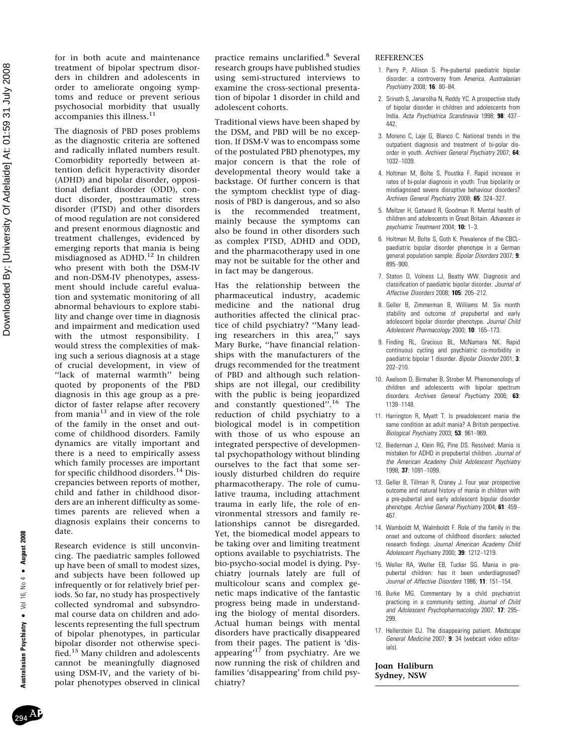for in both acute and maintenance treatment of bipolar spectrum disorders in children and adolescents in order to ameliorate ongoing symptoms and reduce or prevent serious psychosocial morbidity that usually accompanies this illness.[11]

The diagnosis of PBD poses problems as the diagnostic criteria are softened and radically inflated numbers result. Comorbidity reportedly between attention deficit hyperactivity disorder (ADHD) and bipolar disorder, oppositional defiant disorder (ODD), conduct disorder, posttraumatic stress disorder (PTSD) and other disorders of mood regulation are not considered and present enormous diagnostic and treatment challenges, evidenced by emerging reports that mania is being misdiagnosed as ADHD.[12] In children who present with both the DSM-IV and non-DSM-IV phenotypes, assessment should include careful evaluation and systematic monitoring of all abnormal behaviours to explore stability and change over time in diagnosis and impairment and medication used with the utmost responsibility. I would stress the complexities of making such a serious diagnosis at a stage of crucial development, in view of ''lack of maternal warmth'' being quoted by proponents of the PBD diagnosis in this age group as a predictor of faster relapse after recovery from mania[13] and in view of the role of the family in the onset and outcome of childhood disorders. Family dynamics are vitally important and there is a need to empirically assess which family processes are important for specific childhood disorders.[14] Discrepancies between reports of mother, child and father in childhood disorders are an inherent difficulty as sometimes parents are relieved when a diagnosis explains their concerns to date.

Research evidence is still unconvincing. The paediatric samples followed up have been of small to modest sizes, and subjects have been followed up infrequently or for relatively brief periods. So far, no study has prospectively collected syndromal and subsyndromal course data on children and adolescents representing the full spectrum of bipolar phenotypes, in particular bipolar disorder not otherwise specified.[15] Many children and adolescents cannot be meaningfully diagnosed using DSM-IV, and the variety of bipolar phenotypes observed in clinical practice remains unclarified.[8] Several research groups have published studies using semi-structured interviews to examine the cross-sectional presentation of bipolar 1 disorder in child and adolescent cohorts.

Traditional views have been shaped by the DSM, and PBD will be no exception. If DSM-V was to encompass some of the postulated PBD phenotypes, my major concern is that the role of developmental theory would take a backstage. Of further concern is that the symptom checklist type of diagnosis of PBD is dangerous, and so also is the recommended treatment, mainly because the symptoms can also be found in other disorders such as complex PTSD, ADHD and ODD, and the pharmacotherapy used in one may not be suitable for the other and in fact may be dangerous.

Has the relationship between the pharmaceutical industry, academic medicine and the national drug authorities affected the clinical practice of child psychiatry? ''Many leading researchers in this area,'' says Mary Burke, ''have financial relationships with the manufacturers of the drugs recommended for the treatment of PBD and although such relationships are not illegal, our credibility with the public is being jeopardized and constantly questioned''.[16] The reduction of child psychiatry to a biological model is in competition with those of us who espouse an integrated perspective of developmental psychopathology without blinding ourselves to the fact that some seriously disturbed children do require pharmacotherapy. The role of cumulative trauma, including attachment trauma in early life, the role of environmental stressors and family relationships cannot be disregarded. Yet, the biomedical model appears to be taking over and limiting treatment options available to psychiatrists. The bio-psycho-social model is dying. Psychiatry journals lately are full of multicolour scans and complex genetic maps indicative of the fantastic progress being made in understanding the biology of mental disorders. Actual human beings with mental disorders have practically disappeared from their pages. The patient is 'disappearing'[17] from psychiatry. Are we now running the risk of children and families 'disappearing' from child psychiatry?

## REFERENCES

1. Parry P, Allison S. Pre-pubertal paediatric bipolar disorder: a controversy from America. *Australasian Psychiatry* 2008; **16**: 80–84.
2. Srinath S, Janarolha N, Reddy YC. A prospective study of bipolar disorder in children and adolescents from India. *Acta Psychiatrica Scandinavia* 1998; **98**: 437–442.
3. Moreno C, Laje G, Blanco C. National trends in the outpatient diagnosis and treatment of bi-polar disorder in youth. *Archives General Psychiatry* 2007; **64**: 1032–1039.
4. Holtman M, Bolte S, Poustka F. Rapid increase in rates of bi-polar diagnosis in youth: True bipolarity or misdiagnosed severe disruptive behaviour disorders? *Archives General Psychiatry* 2008; **65**: 324–327.
5. Meltzer H, Gatward R, Goodman R. Mental health of children and adolescents in Great Britain. *Advances in psychiatric Treatment* 2004; **10:** 1–3.
6. Holtman M, Bolte S, Goth K. Prevalence of the CBCL-paediatric bipolar disorder phenotype in a German general population sample. *Bipolar Disorders* 2007; **9**: 895–900.
7. Staton D, Volness LJ, Beatty WW. Diagnosis and classification of paediatric bipolar disorder. *Journal of Affective Disorders* 2008; **105**: 205–212.
8. Geller B, Zimmerman B, Williams M. Six month stability and outcome of prepubertal and early adolescent bipolar disorder phenotype. *Journal Child Adolescent Pharmacology* 2000; **10**: 165–173.
9. Finding RL, Gracious BL, McNamara NK. Rapid continuous cycling and psychiatric co-morbidity in paediatric bipolar 1 disorder. *Bipolar Disorder* 2001; **3**: 202–210.
10. Axelsom D, Birmaher B, Strober M. Phenomenology of children and adolescents with bipolar spectrum disorders. *Archives General Psychiatry* 2006; **63**: 1139–1148.
11. Harrington R, Myatt T. Is preadolescent mania the same condition as adult mania? A British perspective. *Biological Psychiatry* 2003; **53**: 961–969.
12. Biederman J, Klein RG, Pine DS. Resolved: Mania is mistaken for ADHD in prepubertal children. *Journal of the American Academy Child Adolescent Psychiatry* 1998; **37**: 1091–1099.
13. Geller B, Tillman R, Craney J. Four year prospective outcome and natural history of mania in children with a pre-pubertal and early adolescent bipolar disorder phenotype. *Archive General Psychiatry* 2004; **61**: 459–467.
14. Wamboldt M, Walmboldt F. Role of the family in the onset and outcome of childhood disorders: selected research findings. *Journal American Academy Child Adolescent Psychiatry* 2000; **39**: 1212–1219.
15. Weller RA, Weller EB, Tucker SG. Mania in pre-pubertal children: has it been underdiagnosed? *Journal of Affective Disorders* 1986; **11**: 151–154.
16. Burke MG. Commentary by a child psychiatrist practicing in a community setting. *Journal of Child and Adolescent Psychopharmacology* 2007; **17**: 295–299.
17. Hellerstein DJ. The disappearing patient. *Medscape General Medicine* 2007; **9**: 34 (webcast video editorials).

**Joan Haliburn**
**Sydney, NSW**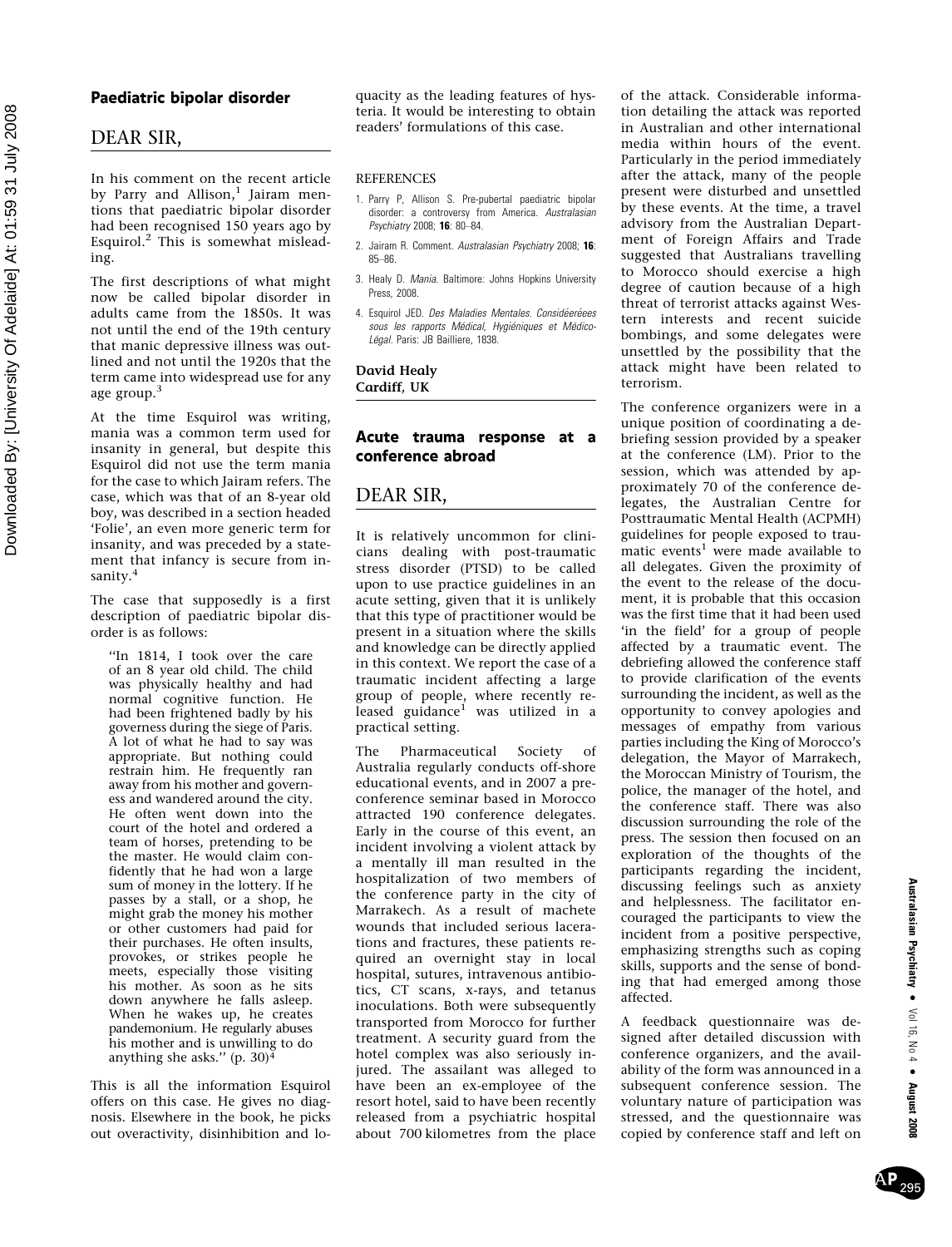## Paediatric bipolar disorder

DEAR SIR,

In his comment on the recent article by Parry and Allison,[1] Jairam mentions that paediatric bipolar disorder had been recognised 150 years ago by Esquirol.[2] This is somewhat misleading.

The first descriptions of what might now be called bipolar disorder in adults came from the 1850s. It was not until the end of the 19th century that manic depressive illness was outlined and not until the 1920s that the term came into widespread use for any age group.[3]

At the time Esquirol was writing, mania was a common term used for insanity in general, but despite this Esquirol did not use the term mania for the case to which Jairam refers. The case, which was that of an 8-year old boy, was described in a section headed 'Folie', an even more generic term for insanity, and was preceded by a statement that infancy is secure from insanity.[4]

The case that supposedly is a first description of paediatric bipolar disorder is as follows:

> "In 1814, I took over the care of an 8 year old child. The child was physically healthy and had normal cognitive function. He had been frightened badly by his governess during the siege of Paris. A lot of what he had to say was appropriate. But nothing could restrain him. He frequently ran away from his mother and governess and wandered around the city. He often went down into the court of the hotel and ordered a team of horses, pretending to be the master. He would claim confidently that he had won a large sum of money in the lottery. If he passes by a stall, or a shop, he might grab the money his mother or other customers had paid for their purchases. He often insults, provokes, or strikes people he meets, especially those visiting his mother. As soon as he sits down anywhere he falls asleep. When he wakes up, he creates pandemonium. He regularly abuses his mother and is unwilling to do anything she asks." (p. 30)[4]

This is all the information Esquirol offers on this case. He gives no diagnosis. Elsewhere in the book, he picks out overactivity, disinhibition and loquacity as the leading features of hysteria. It would be interesting to obtain readers' formulations of this case.

REFERENCES

1. Parry P, Allison S. Pre-pubertal paediatric bipolar disorder: a controversy from America. *Australasian Psychiatry* 2008; **16**: 80–84.
2. Jairam R. Comment. *Australasian Psychiatry* 2008; **16**: 85–86.
3. Healy D. *Mania*. Baltimore: Johns Hopkins University Press, 2008.
4. Esquirol JED. *Des Maladies Mentales. Considéerées sous les rapports Médical, Hygiéniques et Médico-Légal*. Paris: JB Bailliere, 1838.

**David Healy**
**Cardiff, UK**

## Acute trauma response at a conference abroad

DEAR SIR,

It is relatively uncommon for clinicians dealing with post-traumatic stress disorder (PTSD) to be called upon to use practice guidelines in an acute setting, given that it is unlikely that this type of practitioner would be present in a situation where the skills and knowledge can be directly applied in this context. We report the case of a traumatic incident affecting a large group of people, where recently released guidance[1] was utilized in a practical setting.

The Pharmaceutical Society of Australia regularly conducts off-shore educational events, and in 2007 a pre-conference seminar based in Morocco attracted 190 conference delegates. Early in the course of this event, an incident involving a violent attack by a mentally ill man resulted in the hospitalization of two members of the conference party in the city of Marrakech. As a result of machete wounds that included serious lacerations and fractures, these patients required an overnight stay in local hospital, sutures, intravenous antibiotics, CT scans, x-rays, and tetanus inoculations. Both were subsequently transported from Morocco for further treatment. A security guard from the hotel complex was also seriously injured. The assailant was alleged to have been an ex-employee of the resort hotel, said to have been recently released from a psychiatric hospital about 700 kilometres from the place of the attack. Considerable information detailing the attack was reported in Australian and other international media within hours of the event. Particularly in the period immediately after the attack, many of the people present were disturbed and unsettled by these events. At the time, a travel advisory from the Australian Department of Foreign Affairs and Trade suggested that Australians travelling to Morocco should exercise a high degree of caution because of a high threat of terrorist attacks against Western interests and recent suicide bombings, and some delegates were unsettled by the possibility that the attack might have been related to terrorism.

The conference organizers were in a unique position of coordinating a debriefing session provided by a speaker at the conference (LM). Prior to the session, which was attended by approximately 70 of the conference delegates, the Australian Centre for Posttraumatic Mental Health (ACPMH) guidelines for people exposed to traumatic events[1] were made available to all delegates. Given the proximity of the event to the release of the document, it is probable that this occasion was the first time that it had been used 'in the field' for a group of people affected by a traumatic event. The debriefing allowed the conference staff to provide clarification of the events surrounding the incident, as well as the opportunity to convey apologies and messages of empathy from various parties including the King of Morocco's delegation, the Mayor of Marrakech, the Moroccan Ministry of Tourism, the police, the manager of the hotel, and the conference staff. There was also discussion surrounding the role of the press. The session then focused on an exploration of the thoughts of the participants regarding the incident, discussing feelings such as anxiety and helplessness. The facilitator encouraged the participants to view the incident from a positive perspective, emphasizing strengths such as coping skills, supports and the sense of bonding that had emerged among those affected.

A feedback questionnaire was designed after detailed discussion with conference organizers, and the availability of the form was announced in a subsequent conference session. The voluntary nature of participation was stressed, and the questionnaire was copied by conference staff and left on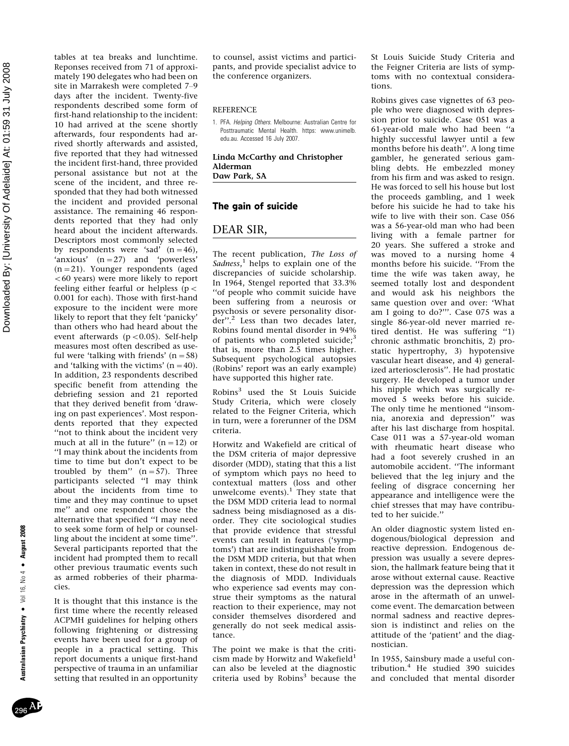tables at tea breaks and lunchtime. Reponses received from 71 of approximately 190 delegates who had been on site in Marrakesh were completed 7–9 days after the incident. Twenty-five respondents described some form of first-hand relationship to the incident: 10 had arrived at the scene shortly afterwards, four respondents had arrived shortly afterwards and assisted, five reported that they had witnessed the incident first-hand, three provided personal assistance but not at the scene of the incident, and three responded that they had both witnessed the incident and provided personal assistance. The remaining 46 respondents reported that they had only heard about the incident afterwards. Descriptors most commonly selected by respondents were 'sad' ($n = 46$), 'anxious' ($n = 27$) and 'powerless' ($n = 21$). Younger respondents (aged $<60$ years) were more likely to report feeling either fearful or helpless ($p < 0.001$ for each). Those with first-hand exposure to the incident were more likely to report that they felt 'panicky' than others who had heard about the event afterwards ($p < 0.05$). Self-help measures most often described as useful were 'talking with friends' ($n = 58$) and 'talking with the victims' ($n = 40$). In addition, 23 respondents described specific benefit from attending the debriefing session and 21 reported that they derived benefit from 'drawing on past experiences'. Most respondents reported that they expected "not to think about the incident very much at all in the future" ($n = 12$) or "I may think about the incidents from time to time but don't expect to be troubled by them" ($n = 57$). Three participants selected "I may think about the incidents from time to time and they may continue to upset me" and one respondent chose the alternative that specified "I may need to seek some form of help or counselling about the incident at some time". Several participants reported that the incident had prompted them to recall other previous traumatic events such as armed robberies of their pharmacies.

It is thought that this instance is the first time where the recently released ACPMH guidelines for helping others following frightening or distressing events have been used for a group of people in a practical setting. This report documents a unique first-hand perspective of trauma in an unfamiliar setting that resulted in an opportunity to counsel, assist victims and participants, and provide specialist advice to the conference organizers.

REFERENCE

1. PFA. *Helping Others*. Melbourne: Australian Centre for Posttraumatic Mental Health. https: www.unimelb.edu.au. Accessed 16 July 2007.

**Linda McCarthy and Christopher Alderman**
**Daw Park, SA**

## The gain of suicide

DEAR SIR,

The recent publication, *The Loss of Sadness*,[1] helps to explain one of the discrepancies of suicide scholarship. In 1964, Stengel reported that 33.3% "of people who commit suicide have been suffering from a neurosis or psychosis or severe personality disorder".[2] Less than two decades later, Robins found mental disorder in 94% of patients who completed suicide;[3] that is, more than 2.5 times higher. Subsequent psychological autopsies (Robins' report was an early example) have supported this higher rate.

Robins[3] used the St Louis Suicide Study Criteria, which were closely related to the Feigner Criteria, which in turn, were a forerunner of the DSM criteria.

Horwitz and Wakefield are critical of the DSM criteria of major depressive disorder (MDD), stating that this a list of symptom which pays no heed to contextual matters (loss and other unwelcome events).[1] They state that the DSM MDD criteria lead to normal sadness being misdiagnosed as a disorder. They cite sociological studies that provide evidence that stressful events can result in features ('symptoms') that are indistinguishable from the DSM MDD criteria, but that when taken in context, these do not result in the diagnosis of MDD. Individuals who experience sad events may construe their symptoms as the natural reaction to their experience, may not consider themselves disordered and generally do not seek medical assistance.

The point we make is that the criticism made by Horwitz and Wakefield[1] can also be leveled at the diagnostic criteria used by Robins[3] because the St Louis Suicide Study Criteria and the Feigner Criteria are lists of symptoms with no contextual considerations.

Robins gives case vignettes of 63 people who were diagnosed with depression prior to suicide. Case 051 was a 61-year-old male who had been "a highly successful lawyer until a few months before his death". A long time gambler, he generated serious gambling debts. He embezzled money from his firm and was asked to resign. He was forced to sell his house but lost the proceeds gambling, and 1 week before his suicide he had to take his wife to live with their son. Case 056 was a 56-year-old man who had been living with a female partner for 20 years. She suffered a stroke and was moved to a nursing home 4 months before his suicide. "From the time the wife was taken away, he seemed totally lost and despondent and would ask his neighbors the same question over and over: 'What am I going to do?'". Case 075 was a single 86-year-old never married retired dentist. He was suffering "1) chronic asthmatic bronchitis, 2) prostatic hypertrophy, 3) hypotensive vascular heart disease, and 4) generalized arteriosclerosis". He had prostatic surgery. He developed a tumor under his nipple which was surgically removed 5 weeks before his suicide. The only time he mentioned "insomnia, anorexia and depression" was after his last discharge from hospital. Case 011 was a 57-year-old woman with rheumatic heart disease who had a foot severely crushed in an automobile accident. "The informant believed that the leg injury and the feeling of disgrace concerning her appearance and intelligence were the chief stresses that may have contributed to her suicide."

An older diagnostic system listed endogenous/biological depression and reactive depression. Endogenous depression was usually a severe depression, the hallmark feature being that it arose without external cause. Reactive depression was the depression which arose in the aftermath of an unwelcome event. The demarcation between normal sadness and reactive depression is indistinct and relies on the attitude of the 'patient' and the diagnostician.

In 1955, Sainsbury made a useful contribution.[4] He studied 390 suicides and concluded that mental disorder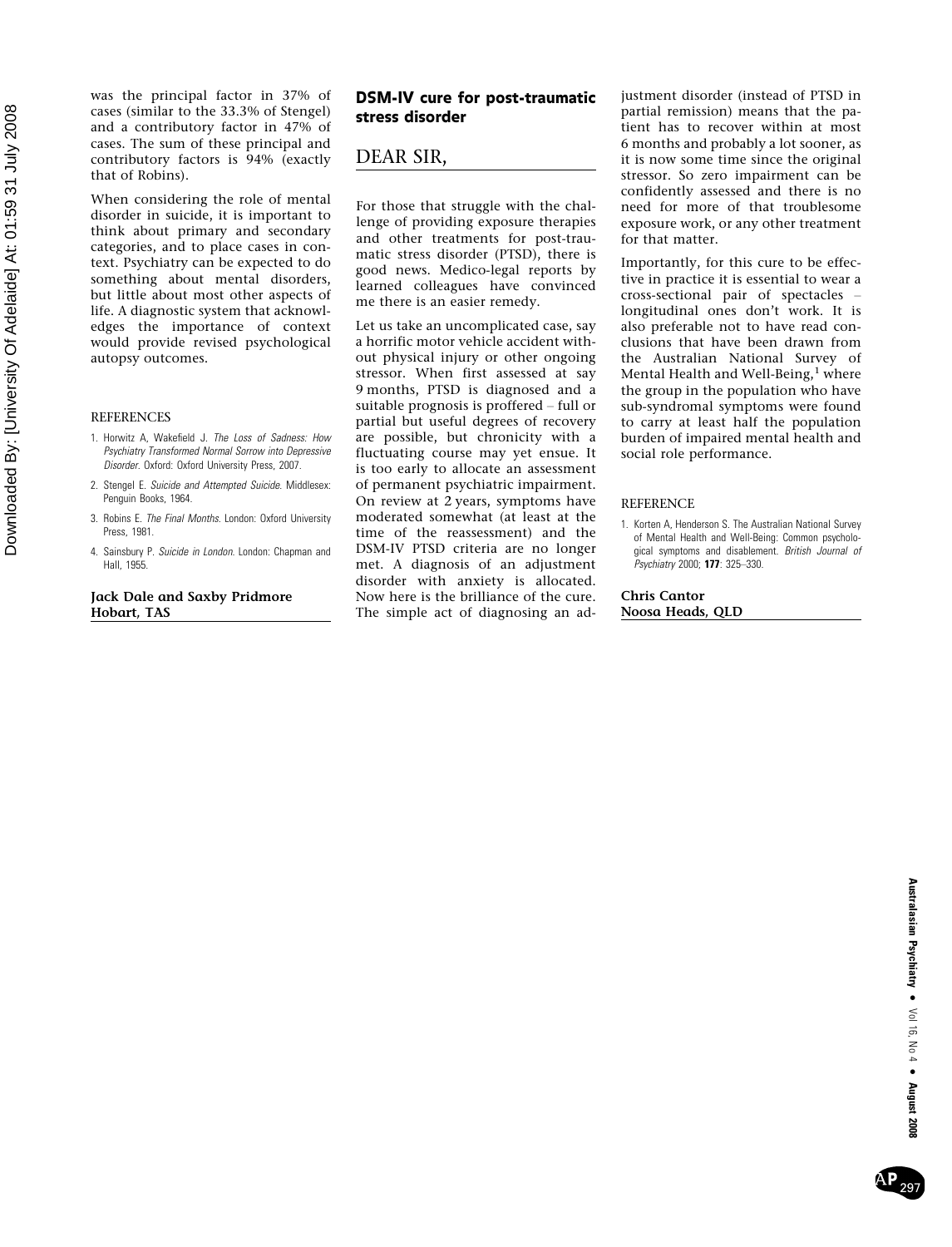was the principal factor in 37% of cases (similar to the 33.3% of Stengel) and a contributory factor in 47% of cases. The sum of these principal and contributory factors is 94% (exactly that of Robins).

When considering the role of mental disorder in suicide, it is important to think about primary and secondary categories, and to place cases in context. Psychiatry can be expected to do something about mental disorders, but little about most other aspects of life. A diagnostic system that acknowledges the importance of context would provide revised psychological autopsy outcomes.

REFERENCES

1. Horwitz A, Wakefield J. *The Loss of Sadness: How Psychiatry Transformed Normal Sorrow into Depressive Disorder*. Oxford: Oxford University Press, 2007.
2. Stengel E. *Suicide and Attempted Suicide*. Middlesex: Penguin Books, 1964.
3. Robins E. *The Final Months*. London: Oxford University Press, 1981.
4. Sainsbury P. *Suicide in London*. London: Chapman and Hall, 1955.

**Jack Dale and Saxby Pridmore**
**Hobart, TAS**

## DSM-IV cure for post-traumatic stress disorder

DEAR SIR,

For those that struggle with the challenge of providing exposure therapies and other treatments for post-traumatic stress disorder (PTSD), there is good news. Medico-legal reports by learned colleagues have convinced me there is an easier remedy.

Let us take an uncomplicated case, say a horrific motor vehicle accident without physical injury or other ongoing stressor. When first assessed at say 9 months, PTSD is diagnosed and a suitable prognosis is proffered – full or partial but useful degrees of recovery are possible, but chronicity with a fluctuating course may yet ensue. It is too early to allocate an assessment of permanent psychiatric impairment. On review at 2 years, symptoms have moderated somewhat (at least at the time of the reassessment) and the DSM-IV PTSD criteria are no longer met. A diagnosis of an adjustment disorder with anxiety is allocated. Now here is the brilliance of the cure. The simple act of diagnosing an adjustment disorder (instead of PTSD in partial remission) means that the patient has to recover within at most 6 months and probably a lot sooner, as it is now some time since the original stressor. So zero impairment can be confidently assessed and there is no need for more of that troublesome exposure work, or any other treatment for that matter.

Importantly, for this cure to be effective in practice it is essential to wear a cross-sectional pair of spectacles – longitudinal ones don't work. It is also preferable not to have read conclusions that have been drawn from the Australian National Survey of Mental Health and Well-Being,[1] where the group in the population who have sub-syndromal symptoms were found to carry at least half the population burden of impaired mental health and social role performance.

REFERENCE

1. Korten A, Henderson S. The Australian National Survey of Mental Health and Well-Being: Common psychological symptoms and disablement. *British Journal of Psychiatry* 2000; **177**: 325–330.

**Chris Cantor**
**Noosa Heads, QLD**